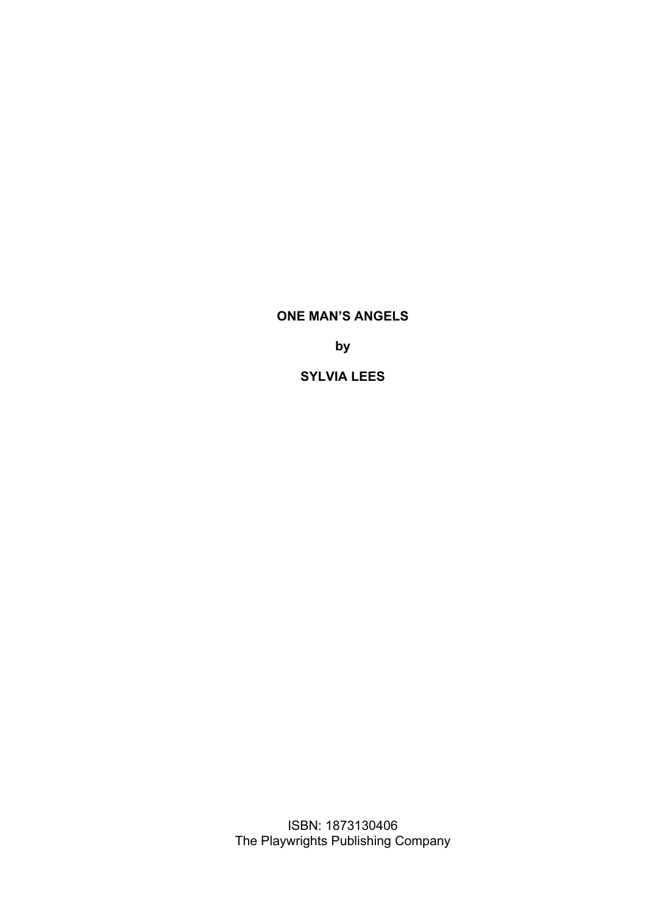# ONE MAN'S ANGELS

**by**

**SYLVIA LEES**

ISBN: 1873130406
The Playwrights Publishing Company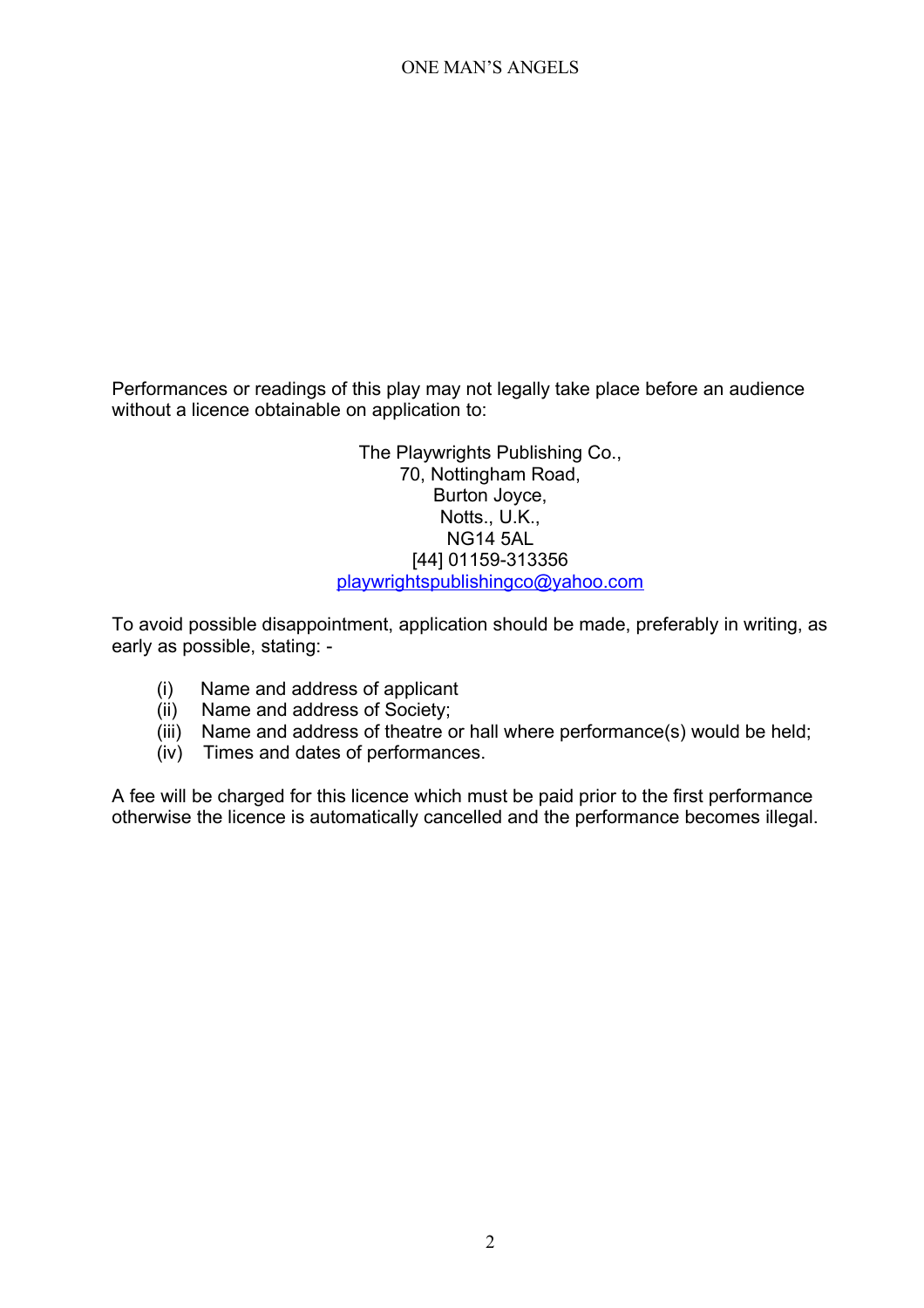Performances or readings of this play may not legally take place before an audience without a licence obtainable on application to:

The Playwrights Publishing Co.,
70, Nottingham Road,
Burton Joyce,
Notts., U.K.,
NG14 5AL
[44] 01159-313356
playwrightspublishingco@yahoo.com

To avoid possible disappointment, application should be made, preferably in writing, as early as possible, stating: -

(i) Name and address of applicant
(ii) Name and address of Society;
(iii) Name and address of theatre or hall where performance(s) would be held;
(iv) Times and dates of performances.

A fee will be charged for this licence which must be paid prior to the first performance otherwise the licence is automatically cancelled and the performance becomes illegal.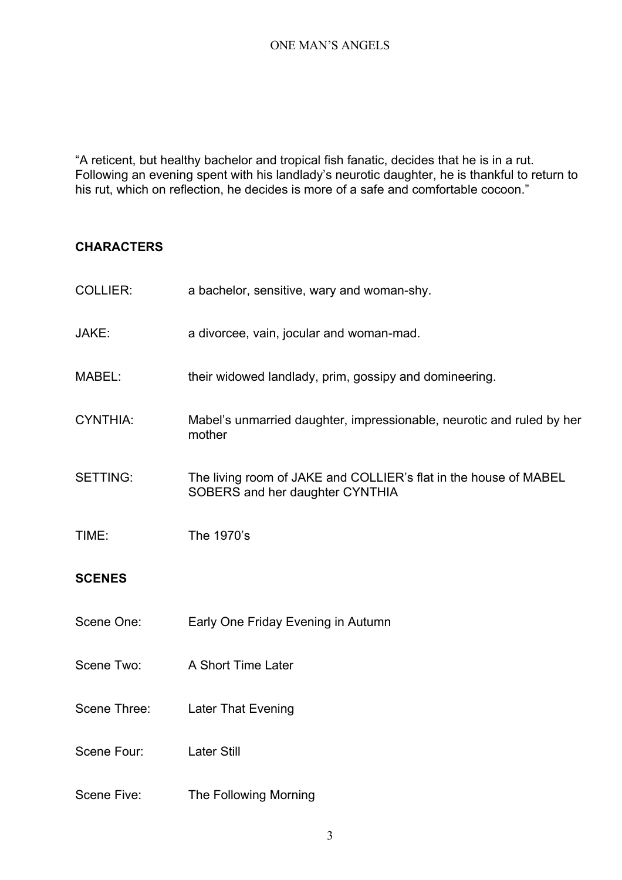"A reticent, but healthy bachelor and tropical fish fanatic, decides that he is in a rut. Following an evening spent with his landlady's neurotic daughter, he is thankful to return to his rut, which on reflection, he decides is more of a safe and comfortable cocoon."

**CHARACTERS**

| | |
|---|---|
| COLLIER: | a bachelor, sensitive, wary and woman-shy. |
| JAKE: | a divorcee, vain, jocular and woman-mad. |
| MABEL: | their widowed landlady, prim, gossipy and domineering. |
| CYNTHIA: | Mabel's unmarried daughter, impressionable, neurotic and ruled by her mother |
| SETTING: | The living room of JAKE and COLLIER's flat in the house of MABEL SOBERS and her daughter CYNTHIA |
| TIME: | The 1970's |

**SCENES**

| | |
|---|---|
| Scene One: | Early One Friday Evening in Autumn |
| Scene Two: | A Short Time Later |
| Scene Three: | Later That Evening |
| Scene Four: | Later Still |
| Scene Five: | The Following Morning |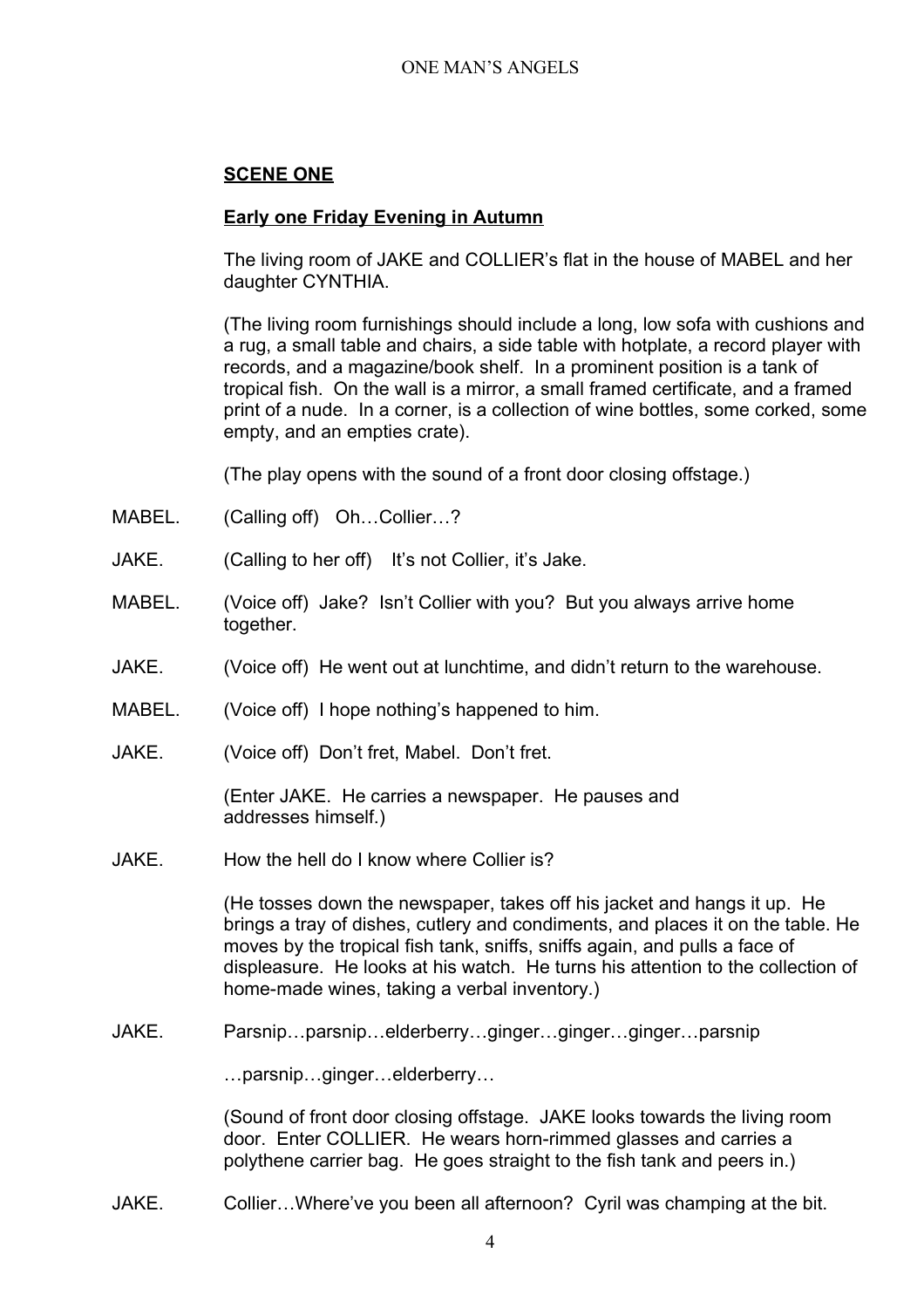**SCENE ONE**

**Early one Friday Evening in Autumn**

The living room of JAKE and COLLIER's flat in the house of MABEL and her daughter CYNTHIA.

(The living room furnishings should include a long, low sofa with cushions and a rug, a small table and chairs, a side table with hotplate, a record player with records, and a magazine/book shelf. In a prominent position is a tank of tropical fish. On the wall is a mirror, a small framed certificate, and a framed print of a nude. In a corner, is a collection of wine bottles, some corked, some empty, and an empties crate).

(The play opens with the sound of a front door closing offstage.)

MABEL. (Calling off) Oh…Collier…?

JAKE. (Calling to her off) It's not Collier, it's Jake.

MABEL. (Voice off) Jake? Isn't Collier with you? But you always arrive home together.

JAKE. (Voice off) He went out at lunchtime, and didn't return to the warehouse.

MABEL. (Voice off) I hope nothing's happened to him.

JAKE. (Voice off) Don't fret, Mabel. Don't fret.

(Enter JAKE. He carries a newspaper. He pauses and addresses himself.)

JAKE. How the hell do I know where Collier is?

(He tosses down the newspaper, takes off his jacket and hangs it up. He brings a tray of dishes, cutlery and condiments, and places it on the table. He moves by the tropical fish tank, sniffs, sniffs again, and pulls a face of displeasure. He looks at his watch. He turns his attention to the collection of home-made wines, taking a verbal inventory.)

JAKE. Parsnip…parsnip…elderberry…ginger…ginger…ginger…parsnip

…parsnip…ginger…elderberry…

(Sound of front door closing offstage. JAKE looks towards the living room door. Enter COLLIER. He wears horn-rimmed glasses and carries a polythene carrier bag. He goes straight to the fish tank and peers in.)

JAKE. Collier…Where've you been all afternoon? Cyril was champing at the bit.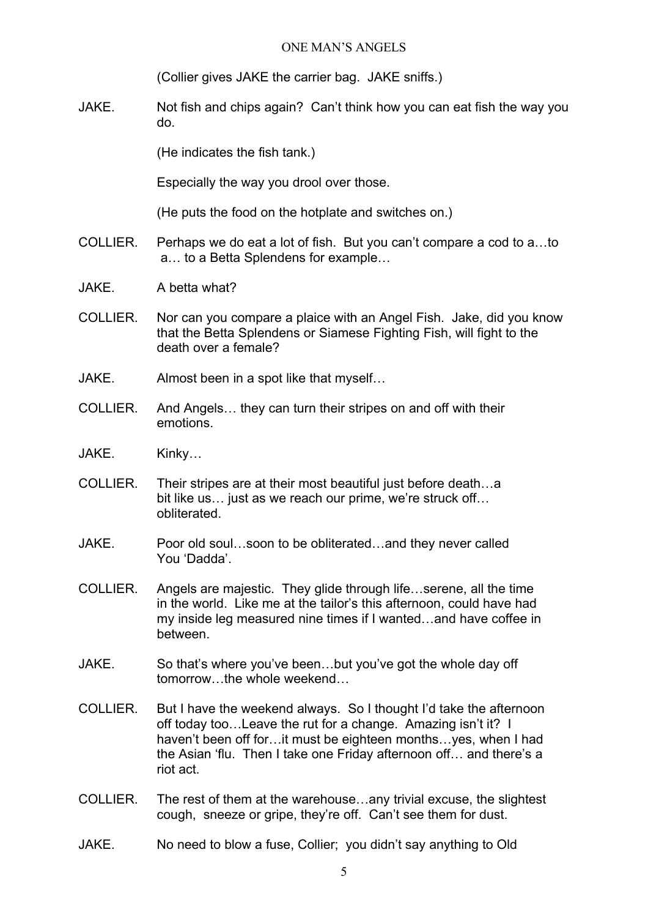(Collier gives JAKE the carrier bag. JAKE sniffs.)

JAKE. Not fish and chips again? Can't think how you can eat fish the way you do.

(He indicates the fish tank.)

Especially the way you drool over those.

(He puts the food on the hotplate and switches on.)

COLLIER. Perhaps we do eat a lot of fish. But you can't compare a cod to a…to a… to a Betta Splendens for example…

JAKE. A betta what?

COLLIER. Nor can you compare a plaice with an Angel Fish. Jake, did you know that the Betta Splendens or Siamese Fighting Fish, will fight to the death over a female?

JAKE. Almost been in a spot like that myself…

COLLIER. And Angels… they can turn their stripes on and off with their emotions.

JAKE. Kinky…

COLLIER. Their stripes are at their most beautiful just before death…a bit like us… just as we reach our prime, we're struck off… obliterated.

JAKE. Poor old soul…soon to be obliterated…and they never called You 'Dadda'.

COLLIER. Angels are majestic. They glide through life…serene, all the time in the world. Like me at the tailor's this afternoon, could have had my inside leg measured nine times if I wanted…and have coffee in between.

JAKE. So that's where you've been…but you've got the whole day off tomorrow…the whole weekend…

COLLIER. But I have the weekend always. So I thought I'd take the afternoon off today too…Leave the rut for a change. Amazing isn't it? I haven't been off for…it must be eighteen months…yes, when I had the Asian 'flu. Then I take one Friday afternoon off… and there's a riot act.

COLLIER. The rest of them at the warehouse…any trivial excuse, the slightest cough, sneeze or gripe, they're off. Can't see them for dust.

JAKE. No need to blow a fuse, Collier; you didn't say anything to Old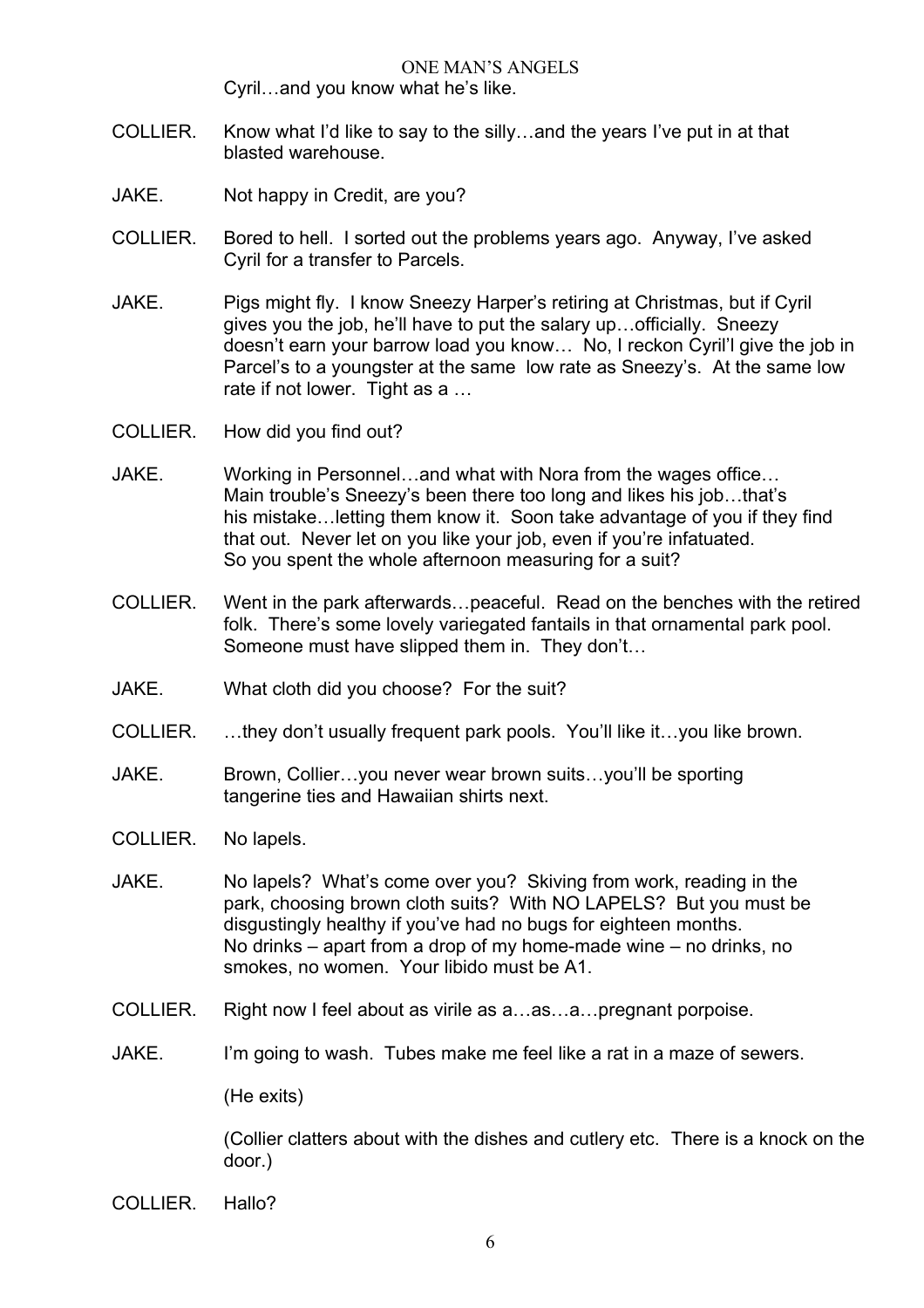Cyril…and you know what he's like.

COLLIER. Know what I'd like to say to the silly…and the years I've put in at that blasted warehouse.

JAKE. Not happy in Credit, are you?

COLLIER. Bored to hell. I sorted out the problems years ago. Anyway, I've asked Cyril for a transfer to Parcels.

JAKE. Pigs might fly. I know Sneezy Harper's retiring at Christmas, but if Cyril gives you the job, he'll have to put the salary up…officially. Sneezy doesn't earn your barrow load you know… No, I reckon Cyril'l give the job in Parcel's to a youngster at the same low rate as Sneezy's. At the same low rate if not lower. Tight as a …

COLLIER. How did you find out?

JAKE. Working in Personnel…and what with Nora from the wages office… Main trouble's Sneezy's been there too long and likes his job…that's his mistake…letting them know it. Soon take advantage of you if they find that out. Never let on you like your job, even if you're infatuated. So you spent the whole afternoon measuring for a suit?

COLLIER. Went in the park afterwards…peaceful. Read on the benches with the retired folk. There's some lovely variegated fantails in that ornamental park pool. Someone must have slipped them in. They don't…

JAKE. What cloth did you choose? For the suit?

COLLIER. …they don't usually frequent park pools. You'll like it…you like brown.

JAKE. Brown, Collier…you never wear brown suits…you'll be sporting tangerine ties and Hawaiian shirts next.

COLLIER. No lapels.

JAKE. No lapels? What's come over you? Skiving from work, reading in the park, choosing brown cloth suits? With NO LAPELS? But you must be disgustingly healthy if you've had no bugs for eighteen months. No drinks – apart from a drop of my home-made wine – no drinks, no smokes, no women. Your libido must be A1.

COLLIER. Right now I feel about as virile as a…as…a…pregnant porpoise.

JAKE. I'm going to wash. Tubes make me feel like a rat in a maze of sewers.

(He exits)

(Collier clatters about with the dishes and cutlery etc. There is a knock on the door.)

COLLIER. Hallo?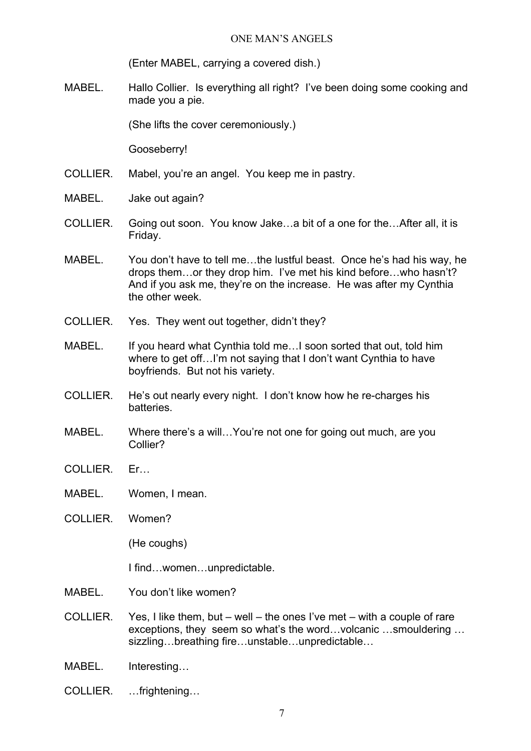(Enter MABEL, carrying a covered dish.)

MABEL. Hallo Collier. Is everything all right? I've been doing some cooking and made you a pie.

(She lifts the cover ceremoniously.)

Gooseberry!

COLLIER. Mabel, you're an angel. You keep me in pastry.

MABEL. Jake out again?

COLLIER. Going out soon. You know Jake…a bit of a one for the…After all, it is Friday.

MABEL. You don't have to tell me…the lustful beast. Once he's had his way, he drops them…or they drop him. I've met his kind before…who hasn't? And if you ask me, they're on the increase. He was after my Cynthia the other week.

COLLIER. Yes. They went out together, didn't they?

MABEL. If you heard what Cynthia told me…I soon sorted that out, told him where to get off…I'm not saying that I don't want Cynthia to have boyfriends. But not his variety.

COLLIER. He's out nearly every night. I don't know how he re-charges his batteries.

MABEL. Where there's a will…You're not one for going out much, are you Collier?

COLLIER. Er…

MABEL. Women, I mean.

COLLIER. Women?

(He coughs)

I find…women…unpredictable.

MABEL. You don't like women?

COLLIER. Yes, I like them, but – well – the ones I've met – with a couple of rare exceptions, they seem so what's the word…volcanic …smouldering … sizzling…breathing fire…unstable…unpredictable…

MABEL. Interesting…

COLLIER. …frightening…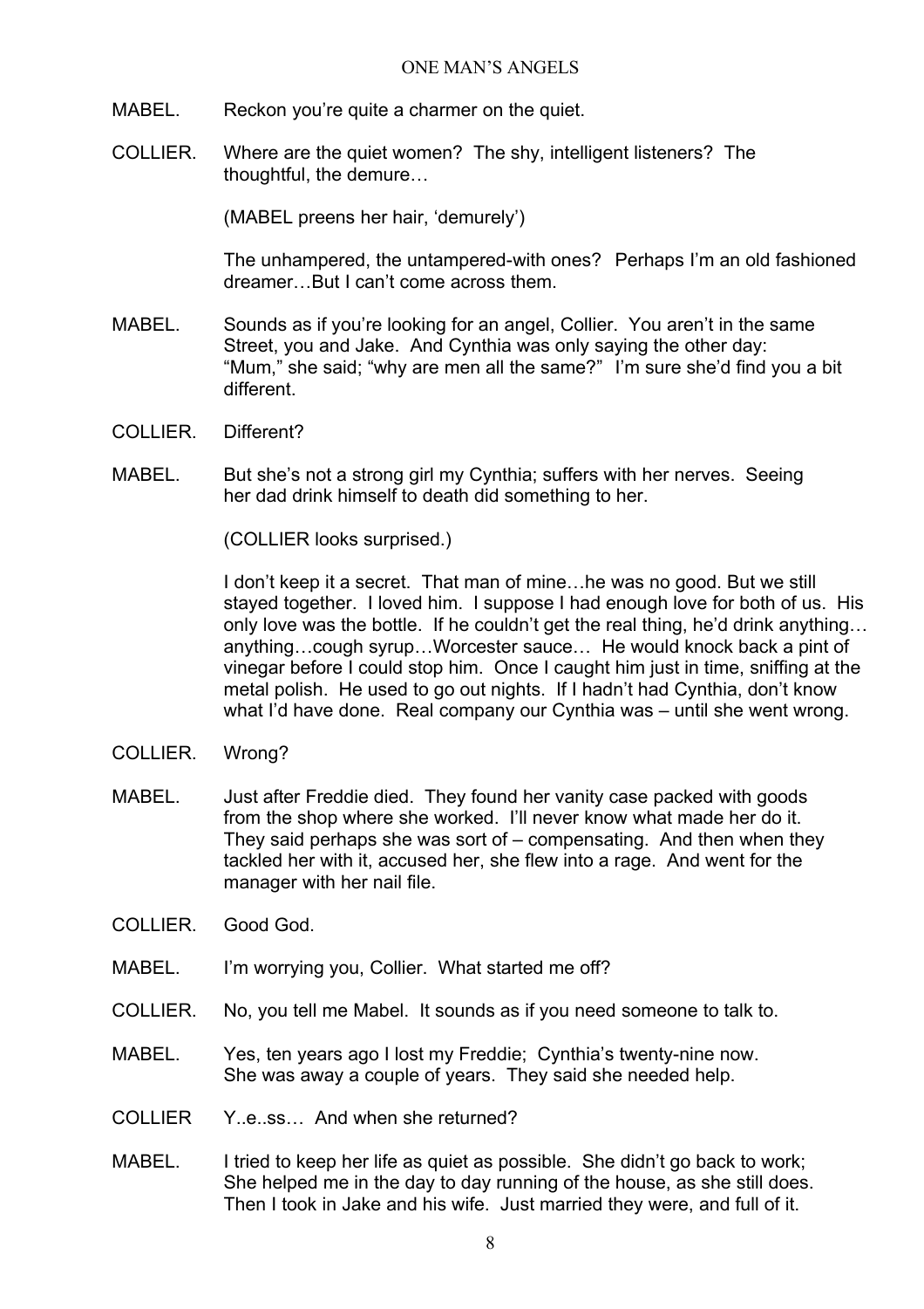MABEL. Reckon you're quite a charmer on the quiet.

COLLIER. Where are the quiet women? The shy, intelligent listeners? The thoughtful, the demure…

(MABEL preens her hair, 'demurely')

The unhampered, the untampered-with ones? Perhaps I'm an old fashioned dreamer…But I can't come across them.

MABEL. Sounds as if you're looking for an angel, Collier. You aren't in the same Street, you and Jake. And Cynthia was only saying the other day: "Mum," she said; "why are men all the same?" I'm sure she'd find you a bit different.

COLLIER. Different?

MABEL. But she's not a strong girl my Cynthia; suffers with her nerves. Seeing her dad drink himself to death did something to her.

(COLLIER looks surprised.)

I don't keep it a secret. That man of mine…he was no good. But we still stayed together. I loved him. I suppose I had enough love for both of us. His only love was the bottle. If he couldn't get the real thing, he'd drink anything… anything…cough syrup…Worcester sauce… He would knock back a pint of vinegar before I could stop him. Once I caught him just in time, sniffing at the metal polish. He used to go out nights. If I hadn't had Cynthia, don't know what I'd have done. Real company our Cynthia was – until she went wrong.

COLLIER. Wrong?

MABEL. Just after Freddie died. They found her vanity case packed with goods from the shop where she worked. I'll never know what made her do it. They said perhaps she was sort of – compensating. And then when they tackled her with it, accused her, she flew into a rage. And went for the manager with her nail file.

COLLIER. Good God.

MABEL. I'm worrying you, Collier. What started me off?

COLLIER. No, you tell me Mabel. It sounds as if you need someone to talk to.

MABEL. Yes, ten years ago I lost my Freddie; Cynthia's twenty-nine now. She was away a couple of years. They said she needed help.

COLLIER Y..e..ss… And when she returned?

MABEL. I tried to keep her life as quiet as possible. She didn't go back to work; She helped me in the day to day running of the house, as she still does. Then I took in Jake and his wife. Just married they were, and full of it.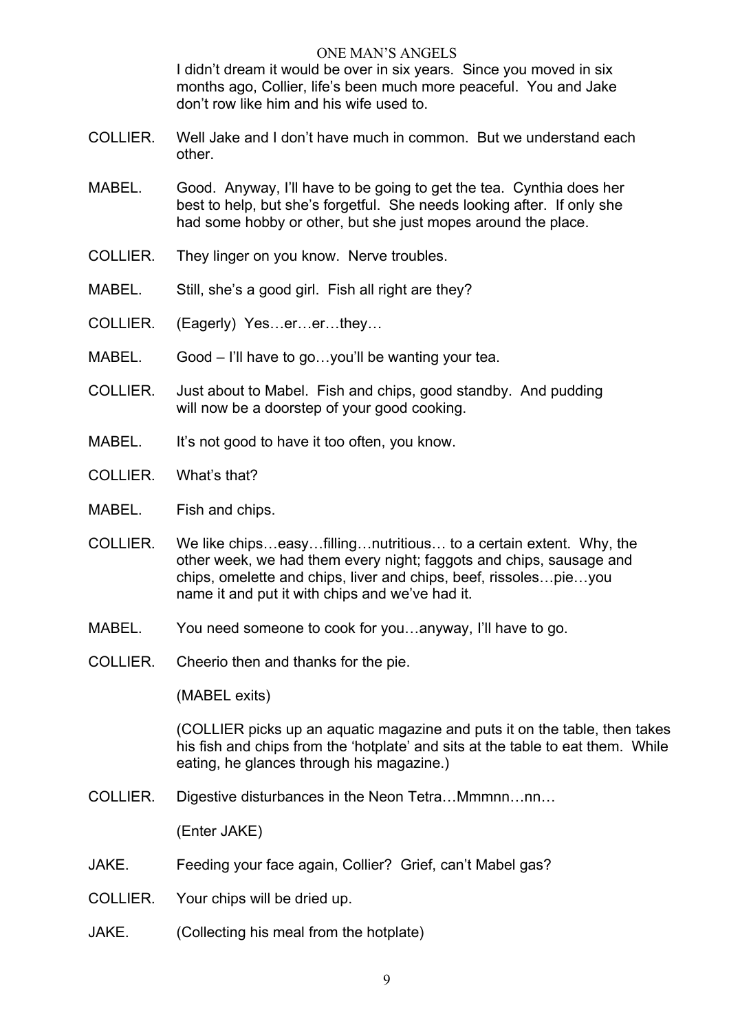I didn't dream it would be over in six years. Since you moved in six months ago, Collier, life's been much more peaceful. You and Jake don't row like him and his wife used to.

COLLIER. Well Jake and I don't have much in common. But we understand each other.

MABEL. Good. Anyway, I'll have to be going to get the tea. Cynthia does her best to help, but she's forgetful. She needs looking after. If only she had some hobby or other, but she just mopes around the place.

COLLIER. They linger on you know. Nerve troubles.

MABEL. Still, she's a good girl. Fish all right are they?

COLLIER. (Eagerly) Yes…er…er…they…

MABEL. Good – I'll have to go…you'll be wanting your tea.

COLLIER. Just about to Mabel. Fish and chips, good standby. And pudding will now be a doorstep of your good cooking.

MABEL. It's not good to have it too often, you know.

COLLIER. What's that?

MABEL. Fish and chips.

COLLIER. We like chips…easy…filling…nutritious… to a certain extent. Why, the other week, we had them every night; faggots and chips, sausage and chips, omelette and chips, liver and chips, beef, rissoles…pie…you name it and put it with chips and we've had it.

MABEL. You need someone to cook for you…anyway, I'll have to go.

COLLIER. Cheerio then and thanks for the pie.

(MABEL exits)

(COLLIER picks up an aquatic magazine and puts it on the table, then takes his fish and chips from the 'hotplate' and sits at the table to eat them. While eating, he glances through his magazine.)

COLLIER. Digestive disturbances in the Neon Tetra…Mmmnn…nn…

(Enter JAKE)

JAKE. Feeding your face again, Collier? Grief, can't Mabel gas?

COLLIER. Your chips will be dried up.

JAKE. (Collecting his meal from the hotplate)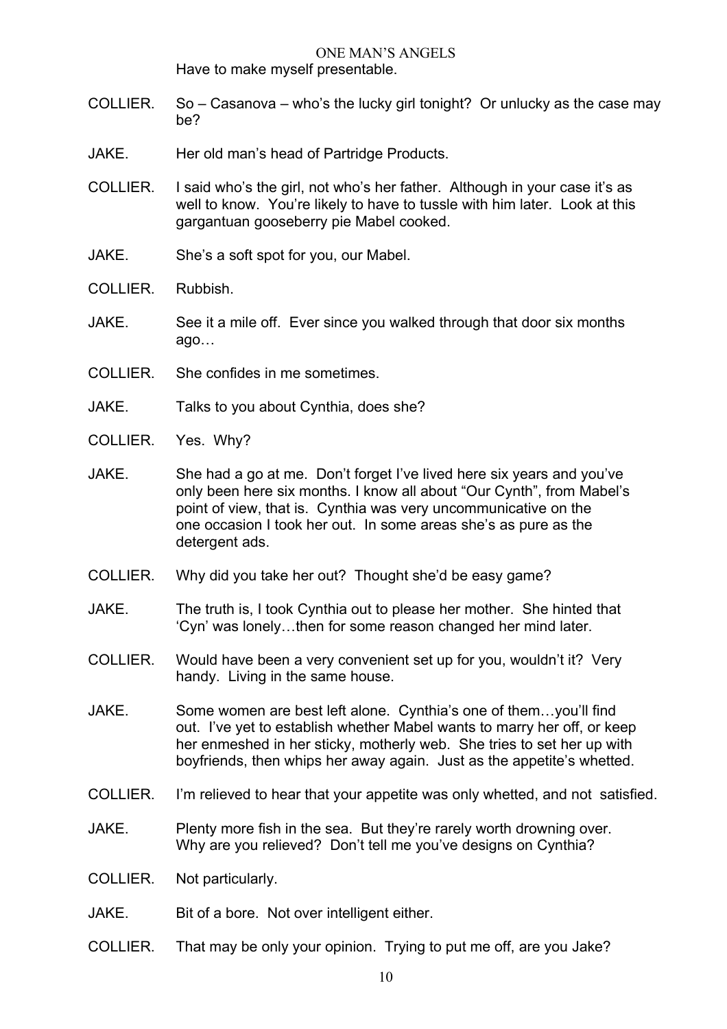Have to make myself presentable.

COLLIER. So – Casanova – who's the lucky girl tonight? Or unlucky as the case may be?

JAKE. Her old man's head of Partridge Products.

COLLIER. I said who's the girl, not who's her father. Although in your case it's as well to know. You're likely to have to tussle with him later. Look at this gargantuan gooseberry pie Mabel cooked.

JAKE. She's a soft spot for you, our Mabel.

COLLIER. Rubbish.

JAKE. See it a mile off. Ever since you walked through that door six months ago…

COLLIER. She confides in me sometimes.

JAKE. Talks to you about Cynthia, does she?

COLLIER. Yes. Why?

JAKE. She had a go at me. Don't forget I've lived here six years and you've only been here six months. I know all about "Our Cynth", from Mabel's point of view, that is. Cynthia was very uncommunicative on the one occasion I took her out. In some areas she's as pure as the detergent ads.

COLLIER. Why did you take her out? Thought she'd be easy game?

JAKE. The truth is, I took Cynthia out to please her mother. She hinted that 'Cyn' was lonely…then for some reason changed her mind later.

COLLIER. Would have been a very convenient set up for you, wouldn't it? Very handy. Living in the same house.

JAKE. Some women are best left alone. Cynthia's one of them…you'll find out. I've yet to establish whether Mabel wants to marry her off, or keep her enmeshed in her sticky, motherly web. She tries to set her up with boyfriends, then whips her away again. Just as the appetite's whetted.

COLLIER. I'm relieved to hear that your appetite was only whetted, and not satisfied.

JAKE. Plenty more fish in the sea. But they're rarely worth drowning over. Why are you relieved? Don't tell me you've designs on Cynthia?

COLLIER. Not particularly.

JAKE. Bit of a bore. Not over intelligent either.

COLLIER. That may be only your opinion. Trying to put me off, are you Jake?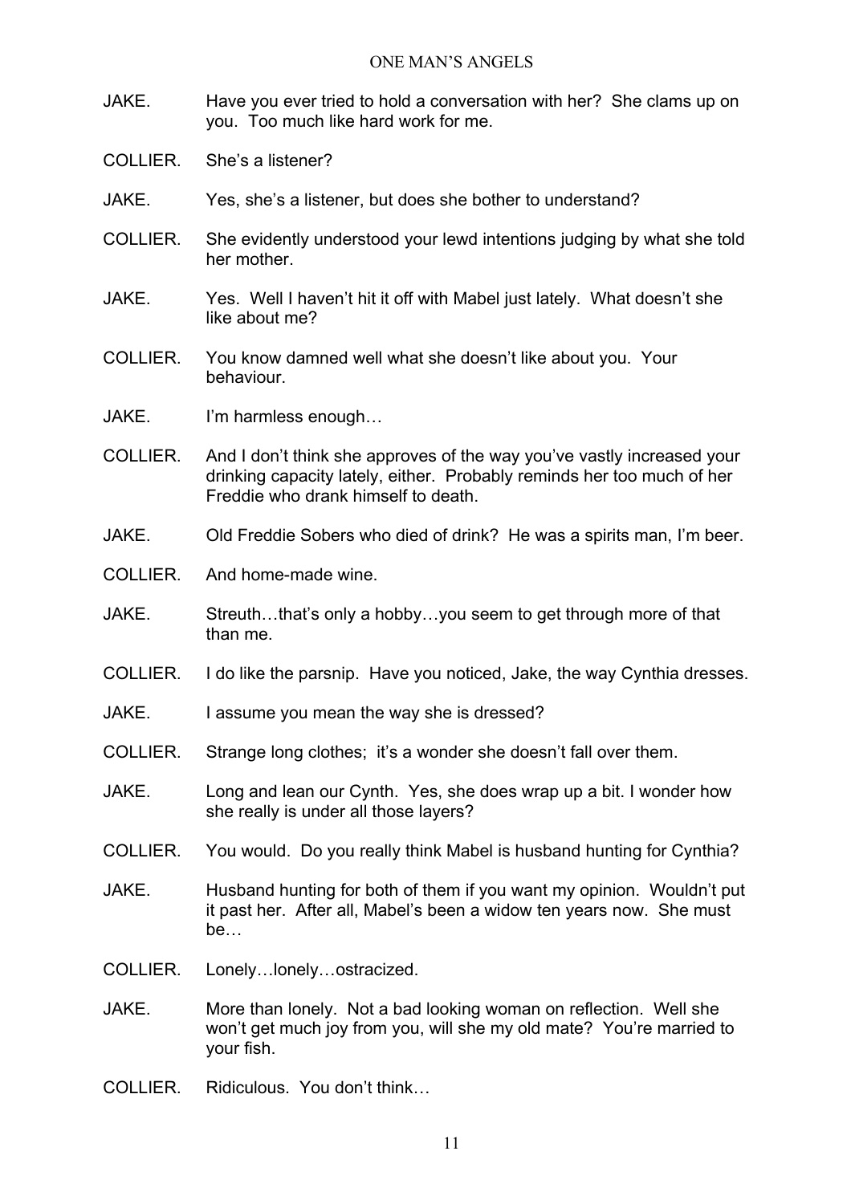JAKE. Have you ever tried to hold a conversation with her? She clams up on you. Too much like hard work for me.

COLLIER. She's a listener?

JAKE. Yes, she's a listener, but does she bother to understand?

COLLIER. She evidently understood your lewd intentions judging by what she told her mother.

JAKE. Yes. Well I haven't hit it off with Mabel just lately. What doesn't she like about me?

COLLIER. You know damned well what she doesn't like about you. Your behaviour.

JAKE. I'm harmless enough…

COLLIER. And I don't think she approves of the way you've vastly increased your drinking capacity lately, either. Probably reminds her too much of her Freddie who drank himself to death.

JAKE. Old Freddie Sobers who died of drink? He was a spirits man, I'm beer.

COLLIER. And home-made wine.

JAKE. Streuth…that's only a hobby…you seem to get through more of that than me.

COLLIER. I do like the parsnip. Have you noticed, Jake, the way Cynthia dresses.

JAKE. I assume you mean the way she is dressed?

COLLIER. Strange long clothes; it's a wonder she doesn't fall over them.

JAKE. Long and lean our Cynth. Yes, she does wrap up a bit. I wonder how she really is under all those layers?

COLLIER. You would. Do you really think Mabel is husband hunting for Cynthia?

JAKE. Husband hunting for both of them if you want my opinion. Wouldn't put it past her. After all, Mabel's been a widow ten years now. She must be…

COLLIER. Lonely…lonely…ostracized.

JAKE. More than lonely. Not a bad looking woman on reflection. Well she won't get much joy from you, will she my old mate? You're married to your fish.

COLLIER. Ridiculous. You don't think…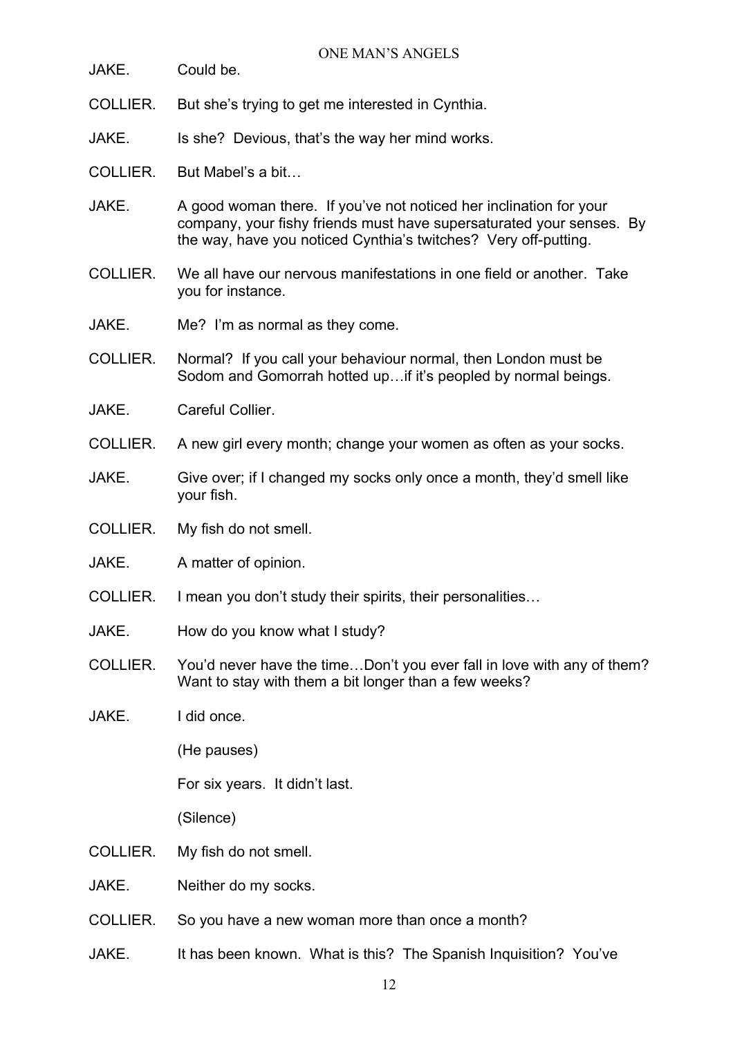JAKE. Could be.

COLLIER. But she's trying to get me interested in Cynthia.

JAKE. Is she? Devious, that's the way her mind works.

COLLIER. But Mabel's a bit…

JAKE. A good woman there. If you've not noticed her inclination for your company, your fishy friends must have supersaturated your senses. By the way, have you noticed Cynthia's twitches? Very off-putting.

COLLIER. We all have our nervous manifestations in one field or another. Take you for instance.

JAKE. Me? I'm as normal as they come.

COLLIER. Normal? If you call your behaviour normal, then London must be Sodom and Gomorrah hotted up…if it's peopled by normal beings.

JAKE. Careful Collier.

COLLIER. A new girl every month; change your women as often as your socks.

JAKE. Give over; if I changed my socks only once a month, they'd smell like your fish.

COLLIER. My fish do not smell.

JAKE. A matter of opinion.

COLLIER. I mean you don't study their spirits, their personalities…

JAKE. How do you know what I study?

COLLIER. You'd never have the time…Don't you ever fall in love with any of them? Want to stay with them a bit longer than a few weeks?

JAKE. I did once.

(He pauses)

For six years. It didn't last.

(Silence)

COLLIER. My fish do not smell.

JAKE. Neither do my socks.

COLLIER. So you have a new woman more than once a month?

JAKE. It has been known. What is this? The Spanish Inquisition? You've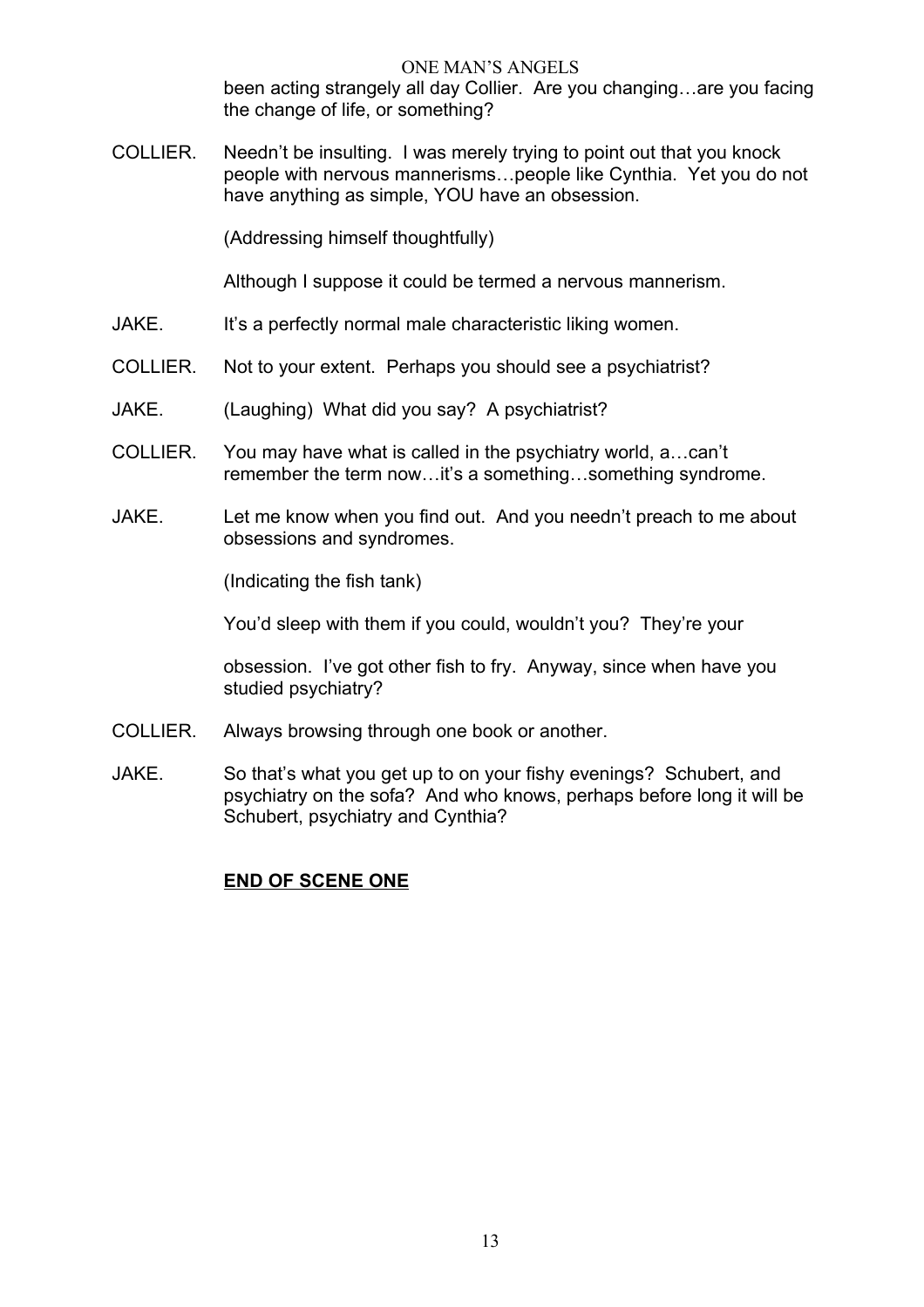been acting strangely all day Collier. Are you changing…are you facing the change of life, or something?

COLLIER. Needn't be insulting. I was merely trying to point out that you knock people with nervous mannerisms…people like Cynthia. Yet you do not have anything as simple, YOU have an obsession.

(Addressing himself thoughtfully)

Although I suppose it could be termed a nervous mannerism.

JAKE. It's a perfectly normal male characteristic liking women.

COLLIER. Not to your extent. Perhaps you should see a psychiatrist?

JAKE. (Laughing) What did you say? A psychiatrist?

COLLIER. You may have what is called in the psychiatry world, a…can't remember the term now…it's a something…something syndrome.

JAKE. Let me know when you find out. And you needn't preach to me about obsessions and syndromes.

(Indicating the fish tank)

You'd sleep with them if you could, wouldn't you? They're your

obsession. I've got other fish to fry. Anyway, since when have you studied psychiatry?

COLLIER. Always browsing through one book or another.

JAKE. So that's what you get up to on your fishy evenings? Schubert, and psychiatry on the sofa? And who knows, perhaps before long it will be Schubert, psychiatry and Cynthia?

**END OF SCENE ONE**